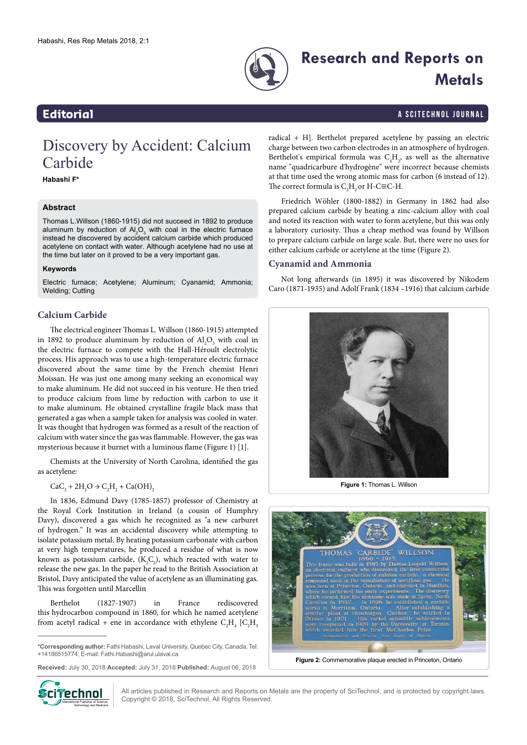## Editorial

# Discovery by Accident: Calcium Carbide

**Habashi F***

### Abstract

Thomas L.Willson (1860-1915) did not succeed in 1892 to produce aluminum by reduction of $Al_2O_3$ with coal in the electric furnace instead he discovered by accident calcium carbide which produced acetylene on contact with water. Although acetylene had no use at the time but later on it proved to be a very important gas.

### Keywords

Electric furnace; Acetylene; Aluminum; Cyanamid; Ammonia; Welding; Cutting

## Calcium Carbide

The electrical engineer Thomas L. Willson (1860-1915) attempted in 1892 to produce aluminum by reduction of $Al_2O_3$ with coal in the electric furnace to compete with the Hall-Héroult electrolytic process. His approach was to use a high-temperature electric furnace discovered about the same time by the French chemist Henri Moissan. He was just one among many seeking an economical way to make aluminum. He did not succeed in his venture. He then tried to produce calcium from lime by reduction with carbon to use it to make aluminum. He obtained crystalline fragile black mass that generated a gas when a sample taken for analysis was cooled in water. It was thought that hydrogen was formed as a result of the reaction of calcium with water since the gas was flammable. However, the gas was mysterious because it burnt with a luminous flame (Figure 1) [1].

Chemists at the University of North Carolina, identified the gas as acetylene:

$$CaC_2 + 2H_2O \rightarrow C_2H_2 + Ca(OH)_2$$

In 1836, Edmund Davy (1785-1857) professor of Chemistry at the Royal Cork Institution in Ireland (a cousin of Humphry Davy), discovered a gas which he recognized as "a new carburet of hydrogen." It was an accidental discovery while attempting to isolate potassium metal. By heating potassium carbonate with carbon at very high temperatures, he produced a residue of what is now known as potassium carbide, ($K_2C_2$), which reacted with water to release the new gas. In the paper he read to the British Association at Bristol, Davy anticipated the value of acetylene as an illuminating gas. This was forgotten until Marcellin

Berthelot (1827-1907) in France rediscovered this hydrocarbon compound in 1860, for which he named acetylene from acetyl radical + ene in accordance with ethylene $C_2H_4$ [$C_2H_3$ radical + H]. Berthelot prepared acetylene by passing an electric charge between two carbon electrodes in an atmosphere of hydrogen. Berthelot's empirical formula was $C_4H_2$, as well as the alternative name "quadricarbure d'hydrogène" were incorrect because chemists at that time used the wrong atomic mass for carbon (6 instead of 12). The correct formula is $C_2H_2$ or H-C≡C-H.

Friedrich Wöhler (1800-1882) in Germany in 1862 had also prepared calcium carbide by heating a zinc-calcium alloy with coal and noted its reaction with water to form acetylene, but this was only a laboratory curiosity. Thus a cheap method was found by Willson to prepare calcium carbide on large scale. But, there were no uses for either calcium carbide or acetylene at the time (Figure 2).

## Cyanamid and Ammonia

Not long afterwards (in 1895) it was discovered by Nikodem Caro (1871-1935) and Adolf Frank (1834 –1916) that calcium carbide

**Figure 1:** Thomas L. Willson

**Figure 2:** Commemorative plaque erected in Princeton, Ontario

***Corresponding author:** Fathi Habashi, Laval University, Quebec City, Canada, Tel: +14186515774; E-mail: Fathi.Habashi@arul.ulaval.ca

**Received:** July 30, 2018 **Accepted:** July 31, 2018 **Published:** August 06, 2018

All articles published in Research and Reports on Metals are the property of SciTechnol, and is protected by copyright laws. Copyright © 2018, SciTechnol, All Rights Reserved.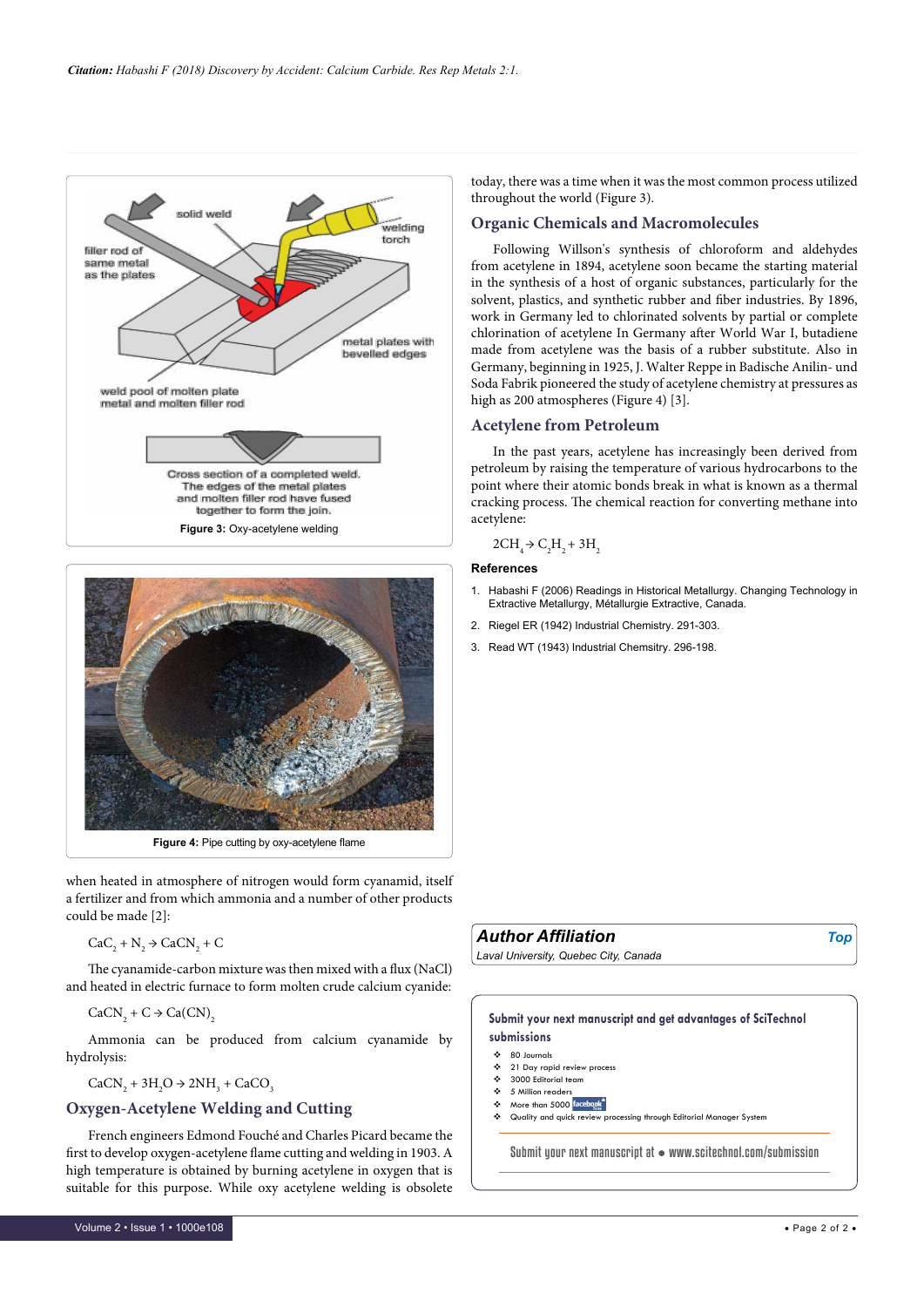Figure 3: Oxy-acetylene welding

Figure 4: Pipe cutting by oxy-acetylene flame

when heated in atmosphere of nitrogen would form cyanamid, itself a fertilizer and from which ammonia and a number of other products could be made [2]:

$$CaC_2 + N_2 \rightarrow CaCN_2 + C$$

The cyanamide-carbon mixture was then mixed with a flux (NaCl) and heated in electric furnace to form molten crude calcium cyanide:

$$CaCN_2 + C \rightarrow Ca(CN)_2$$

Ammonia can be produced from calcium cyanamide by hydrolysis:

$$CaCN_2 + 3H_2O \rightarrow 2NH_3 + CaCO_3$$

## Oxygen-Acetylene Welding and Cutting

French engineers Edmond Fouché and Charles Picard became the first to develop oxygen-acetylene flame cutting and welding in 1903. A high temperature is obtained by burning acetylene in oxygen that is suitable for this purpose. While oxy acetylene welding is obsolete today, there was a time when it was the most common process utilized throughout the world (Figure 3).

## Organic Chemicals and Macromolecules

Following Willson's synthesis of chloroform and aldehydes from acetylene in 1894, acetylene soon became the starting material in the synthesis of a host of organic substances, particularly for the solvent, plastics, and synthetic rubber and fiber industries. By 1896, work in Germany led to chlorinated solvents by partial or complete chlorination of acetylene In Germany after World War I, butadiene made from acetylene was the basis of a rubber substitute. Also in Germany, beginning in 1925, J. Walter Reppe in Badische Anilin- und Soda Fabrik pioneered the study of acetylene chemistry at pressures as high as 200 atmospheres (Figure 4) [3].

## Acetylene from Petroleum

In the past years, acetylene has increasingly been derived from petroleum by raising the temperature of various hydrocarbons to the point where their atomic bonds break in what is known as a thermal cracking process. The chemical reaction for converting methane into acetylene:

$$2CH_4 \rightarrow C_2H_2 + 3H_2$$

### References

1. Habashi F (2006) Readings in Historical Metallurgy. Changing Technology in Extractive Metallurgy, Métallurgie Extractive, Canada.
2. Riegel ER (1942) Industrial Chemistry. 291-303.
3. Read WT (1943) Industrial Chemsitry. 296-198.

### Author Affiliation

Laval University, Quebec City, Canada